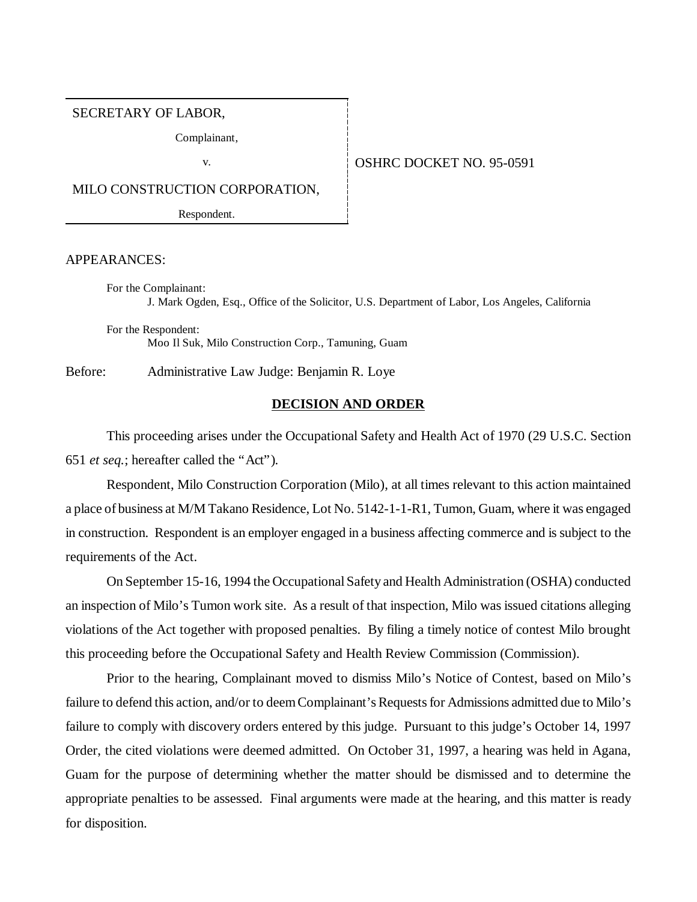SECRETARY OF LABOR,

Complainant,

v.

MILO CONSTRUCTION CORPORATION,

Respondent.

OSHRC DOCKET NO. 95-0591

APPEARANCES:

For the Complainant:
J. Mark Ogden, Esq., Office of the Solicitor, U.S. Department of Labor, Los Angeles, California

For the Respondent:
Moo Il Suk, Milo Construction Corp., Tamuning, Guam

Before: Administrative Law Judge: Benjamin R. Loye

## DECISION AND ORDER

This proceeding arises under the Occupational Safety and Health Act of 1970 (29 U.S.C. Section 651 *et seq.*; hereafter called the "Act").

Respondent, Milo Construction Corporation (Milo), at all times relevant to this action maintained a place of business at M/M Takano Residence, Lot No. 5142-1-1-R1, Tumon, Guam, where it was engaged in construction. Respondent is an employer engaged in a business affecting commerce and is subject to the requirements of the Act.

On September 15-16, 1994 the Occupational Safety and Health Administration (OSHA) conducted an inspection of Milo's Tumon work site. As a result of that inspection, Milo was issued citations alleging violations of the Act together with proposed penalties. By filing a timely notice of contest Milo brought this proceeding before the Occupational Safety and Health Review Commission (Commission).

Prior to the hearing, Complainant moved to dismiss Milo's Notice of Contest, based on Milo's failure to defend this action, and/or to deem Complainant's Requests for Admissions admitted due to Milo's failure to comply with discovery orders entered by this judge. Pursuant to this judge's October 14, 1997 Order, the cited violations were deemed admitted. On October 31, 1997, a hearing was held in Agana, Guam for the purpose of determining whether the matter should be dismissed and to determine the appropriate penalties to be assessed. Final arguments were made at the hearing, and this matter is ready for disposition.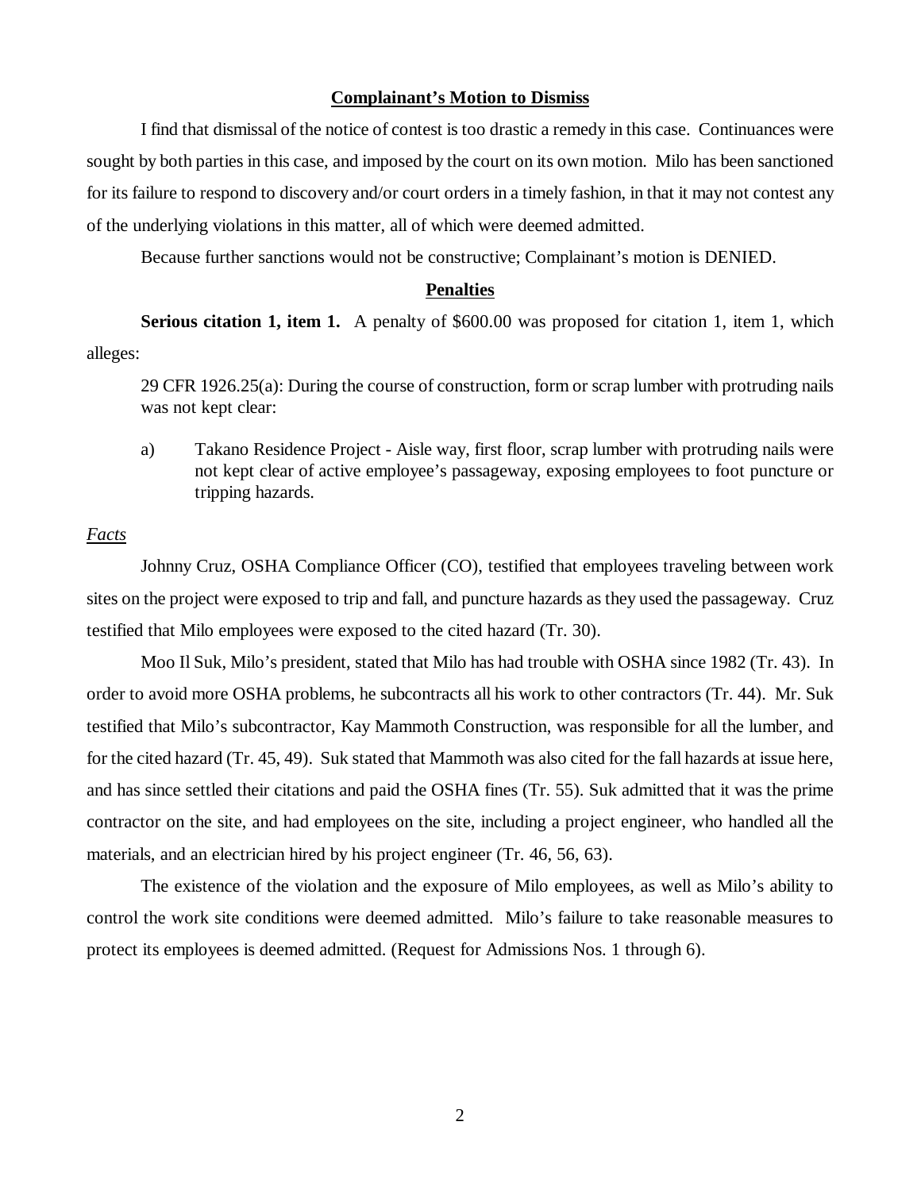**Complainant's Motion to Dismiss**

I find that dismissal of the notice of contest is too drastic a remedy in this case. Continuances were sought by both parties in this case, and imposed by the court on its own motion. Milo has been sanctioned for its failure to respond to discovery and/or court orders in a timely fashion, in that it may not contest any of the underlying violations in this matter, all of which were deemed admitted.

Because further sanctions would not be constructive; Complainant's motion is DENIED.

**Penalties**

**Serious citation 1, item 1.** A penalty of $600.00 was proposed for citation 1, item 1, which alleges:

> 29 CFR 1926.25(a): During the course of construction, form or scrap lumber with protruding nails was not kept clear:
>
> a) Takano Residence Project - Aisle way, first floor, scrap lumber with protruding nails were not kept clear of active employee's passageway, exposing employees to foot puncture or tripping hazards.

*Facts*

Johnny Cruz, OSHA Compliance Officer (CO), testified that employees traveling between work sites on the project were exposed to trip and fall, and puncture hazards as they used the passageway. Cruz testified that Milo employees were exposed to the cited hazard (Tr. 30).

Moo Il Suk, Milo's president, stated that Milo has had trouble with OSHA since 1982 (Tr. 43). In order to avoid more OSHA problems, he subcontracts all his work to other contractors (Tr. 44). Mr. Suk testified that Milo's subcontractor, Kay Mammoth Construction, was responsible for all the lumber, and for the cited hazard (Tr. 45, 49). Suk stated that Mammoth was also cited for the fall hazards at issue here, and has since settled their citations and paid the OSHA fines (Tr. 55). Suk admitted that it was the prime contractor on the site, and had employees on the site, including a project engineer, who handled all the materials, and an electrician hired by his project engineer (Tr. 46, 56, 63).

The existence of the violation and the exposure of Milo employees, as well as Milo's ability to control the work site conditions were deemed admitted. Milo's failure to take reasonable measures to protect its employees is deemed admitted. (Request for Admissions Nos. 1 through 6).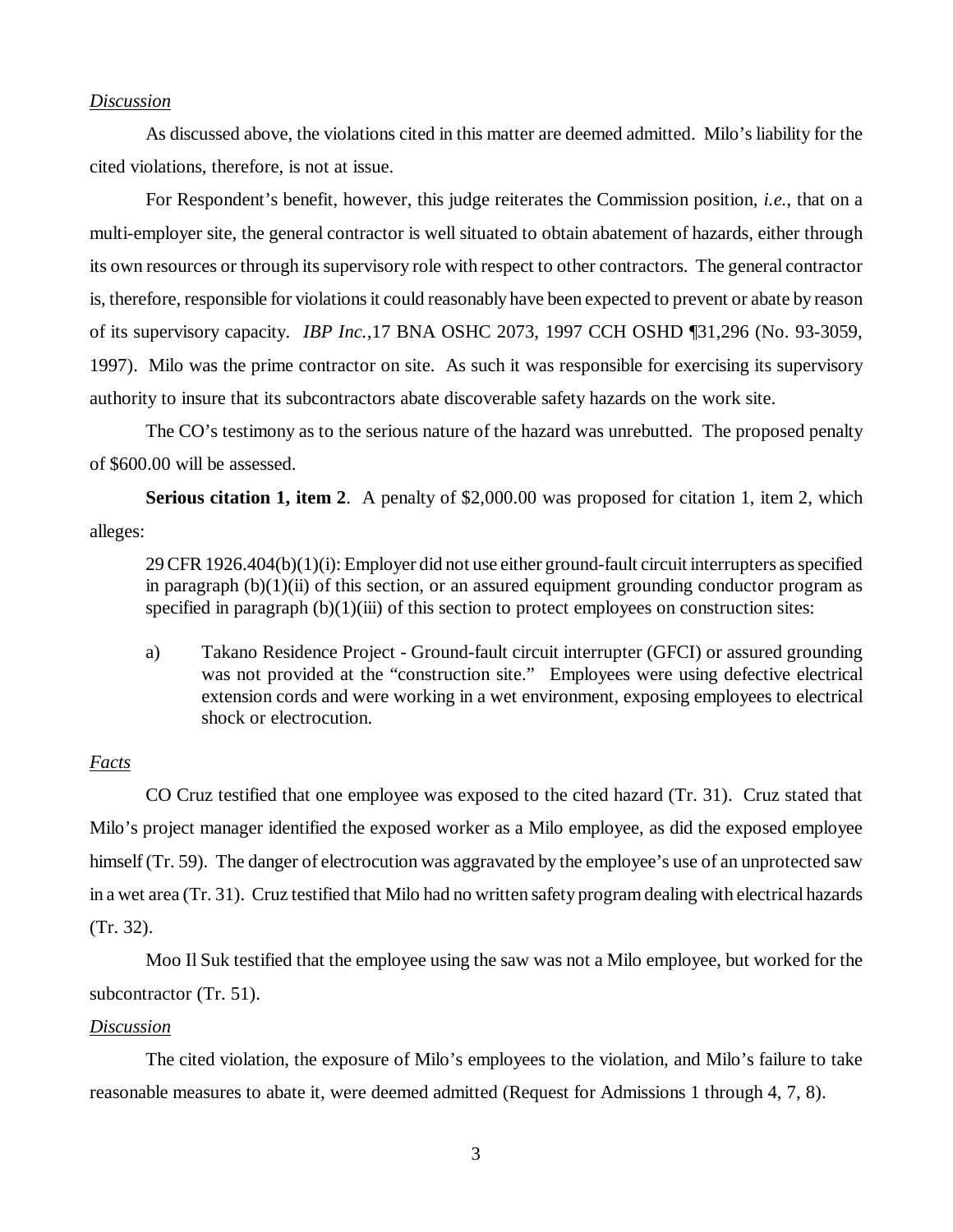*Discussion*

As discussed above, the violations cited in this matter are deemed admitted. Milo's liability for the cited violations, therefore, is not at issue.

For Respondent's benefit, however, this judge reiterates the Commission position, *i.e.*, that on a multi-employer site, the general contractor is well situated to obtain abatement of hazards, either through its own resources or through its supervisory role with respect to other contractors. The general contractor is, therefore, responsible for violations it could reasonably have been expected to prevent or abate by reason of its supervisory capacity. *IBP Inc.*,17 BNA OSHC 2073, 1997 CCH OSHD ¶31,296 (No. 93-3059, 1997). Milo was the prime contractor on site. As such it was responsible for exercising its supervisory authority to insure that its subcontractors abate discoverable safety hazards on the work site.

The CO's testimony as to the serious nature of the hazard was unrebutted. The proposed penalty of $600.00 will be assessed.

**Serious citation 1, item 2**. A penalty of $2,000.00 was proposed for citation 1, item 2, which alleges:

> 29 CFR 1926.404(b)(1)(i): Employer did not use either ground-fault circuit interrupters as specified in paragraph (b)(1)(ii) of this section, or an assured equipment grounding conductor program as specified in paragraph (b)(1)(iii) of this section to protect employees on construction sites:
>
> a) Takano Residence Project - Ground-fault circuit interrupter (GFCI) or assured grounding was not provided at the "construction site." Employees were using defective electrical extension cords and were working in a wet environment, exposing employees to electrical shock or electrocution.

*Facts*

CO Cruz testified that one employee was exposed to the cited hazard (Tr. 31). Cruz stated that Milo's project manager identified the exposed worker as a Milo employee, as did the exposed employee himself (Tr. 59). The danger of electrocution was aggravated by the employee's use of an unprotected saw in a wet area (Tr. 31). Cruz testified that Milo had no written safety program dealing with electrical hazards (Tr. 32).

Moo Il Suk testified that the employee using the saw was not a Milo employee, but worked for the subcontractor (Tr. 51).

*Discussion*

The cited violation, the exposure of Milo's employees to the violation, and Milo's failure to take reasonable measures to abate it, were deemed admitted (Request for Admissions 1 through 4, 7, 8).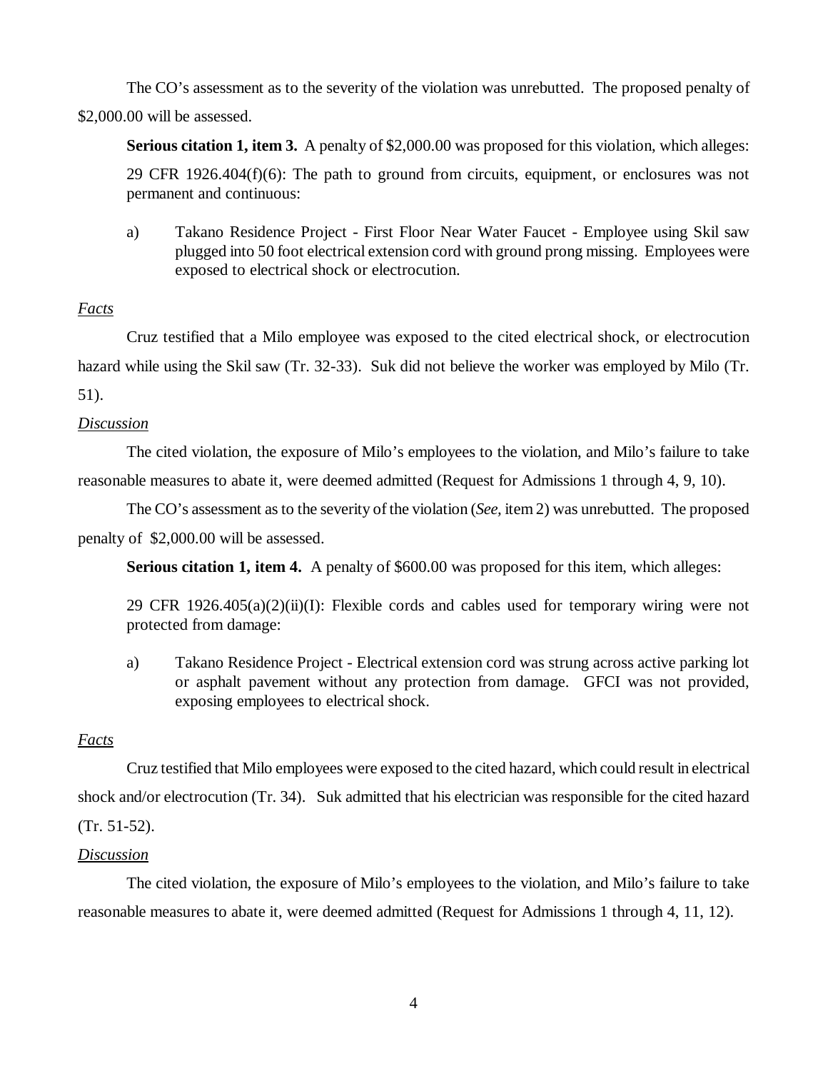The CO's assessment as to the severity of the violation was unrebutted. The proposed penalty of $2,000.00 will be assessed.

**Serious citation 1, item 3.** A penalty of $2,000.00 was proposed for this violation, which alleges:

29 CFR 1926.404(f)(6): The path to ground from circuits, equipment, or enclosures was not permanent and continuous:

a) Takano Residence Project - First Floor Near Water Faucet - Employee using Skil saw plugged into 50 foot electrical extension cord with ground prong missing. Employees were exposed to electrical shock or electrocution.

*Facts*

Cruz testified that a Milo employee was exposed to the cited electrical shock, or electrocution hazard while using the Skil saw (Tr. 32-33). Suk did not believe the worker was employed by Milo (Tr. 51).

*Discussion*

The cited violation, the exposure of Milo's employees to the violation, and Milo's failure to take reasonable measures to abate it, were deemed admitted (Request for Admissions 1 through 4, 9, 10).

The CO's assessment as to the severity of the violation (*See,* item 2) was unrebutted. The proposed penalty of $2,000.00 will be assessed.

**Serious citation 1, item 4.** A penalty of $600.00 was proposed for this item, which alleges:

29 CFR 1926.405(a)(2)(ii)(I): Flexible cords and cables used for temporary wiring were not protected from damage:

a) Takano Residence Project - Electrical extension cord was strung across active parking lot or asphalt pavement without any protection from damage. GFCI was not provided, exposing employees to electrical shock.

*Facts*

Cruz testified that Milo employees were exposed to the cited hazard, which could result in electrical shock and/or electrocution (Tr. 34). Suk admitted that his electrician was responsible for the cited hazard (Tr. 51-52).

*Discussion*

The cited violation, the exposure of Milo's employees to the violation, and Milo's failure to take reasonable measures to abate it, were deemed admitted (Request for Admissions 1 through 4, 11, 12).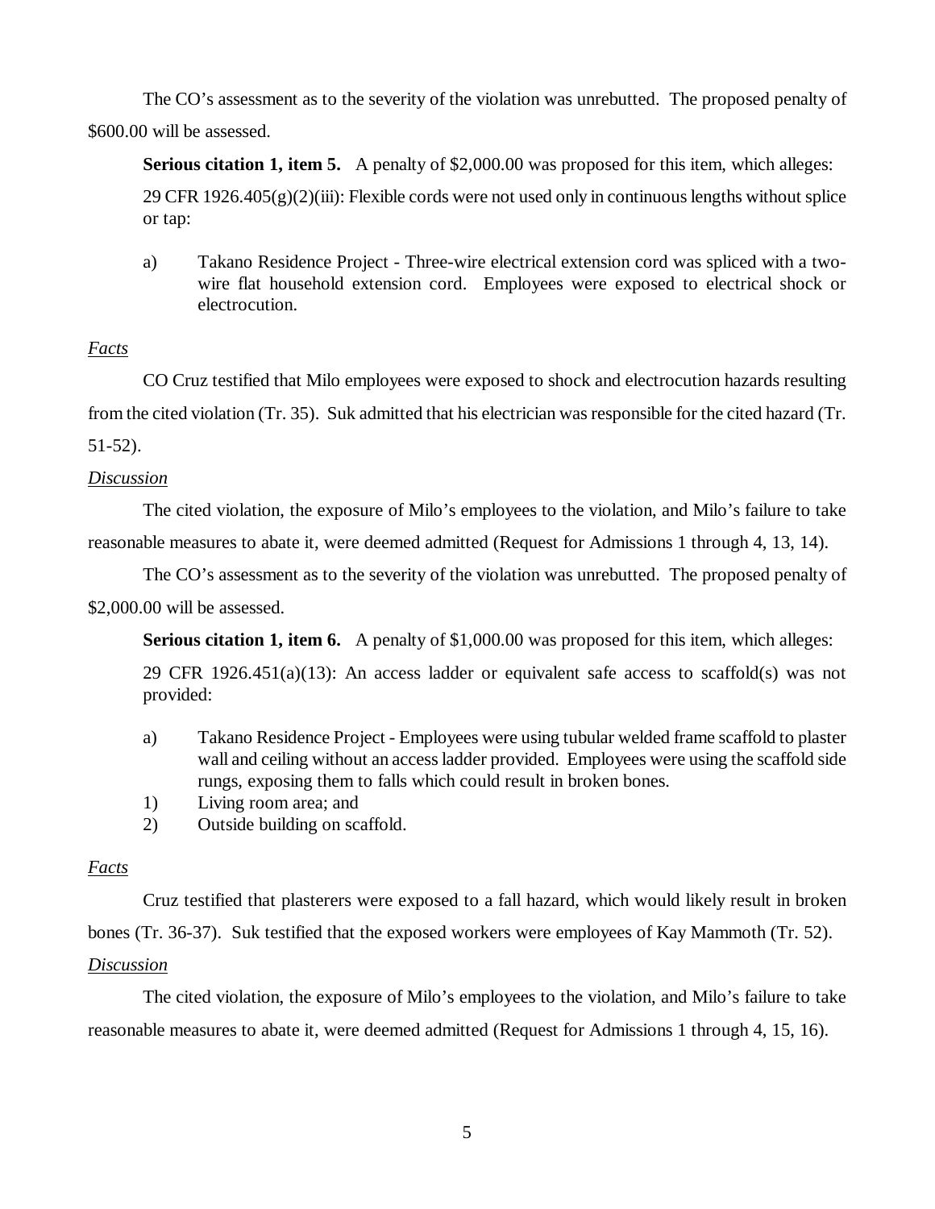The CO's assessment as to the severity of the violation was unrebutted. The proposed penalty of $600.00 will be assessed.

**Serious citation 1, item 5.** A penalty of $2,000.00 was proposed for this item, which alleges:

29 CFR 1926.405(g)(2)(iii): Flexible cords were not used only in continuous lengths without splice or tap:

a) Takano Residence Project - Three-wire electrical extension cord was spliced with a two-wire flat household extension cord. Employees were exposed to electrical shock or electrocution.

*Facts*

CO Cruz testified that Milo employees were exposed to shock and electrocution hazards resulting from the cited violation (Tr. 35). Suk admitted that his electrician was responsible for the cited hazard (Tr. 51-52).

*Discussion*

The cited violation, the exposure of Milo's employees to the violation, and Milo's failure to take reasonable measures to abate it, were deemed admitted (Request for Admissions 1 through 4, 13, 14).

The CO's assessment as to the severity of the violation was unrebutted. The proposed penalty of $2,000.00 will be assessed.

**Serious citation 1, item 6.** A penalty of $1,000.00 was proposed for this item, which alleges:

29 CFR 1926.451(a)(13): An access ladder or equivalent safe access to scaffold(s) was not provided:

a) Takano Residence Project - Employees were using tubular welded frame scaffold to plaster wall and ceiling without an access ladder provided. Employees were using the scaffold side rungs, exposing them to falls which could result in broken bones.
1) Living room area; and
2) Outside building on scaffold.

*Facts*

Cruz testified that plasterers were exposed to a fall hazard, which would likely result in broken bones (Tr. 36-37). Suk testified that the exposed workers were employees of Kay Mammoth (Tr. 52).

*Discussion*

The cited violation, the exposure of Milo's employees to the violation, and Milo's failure to take reasonable measures to abate it, were deemed admitted (Request for Admissions 1 through 4, 15, 16).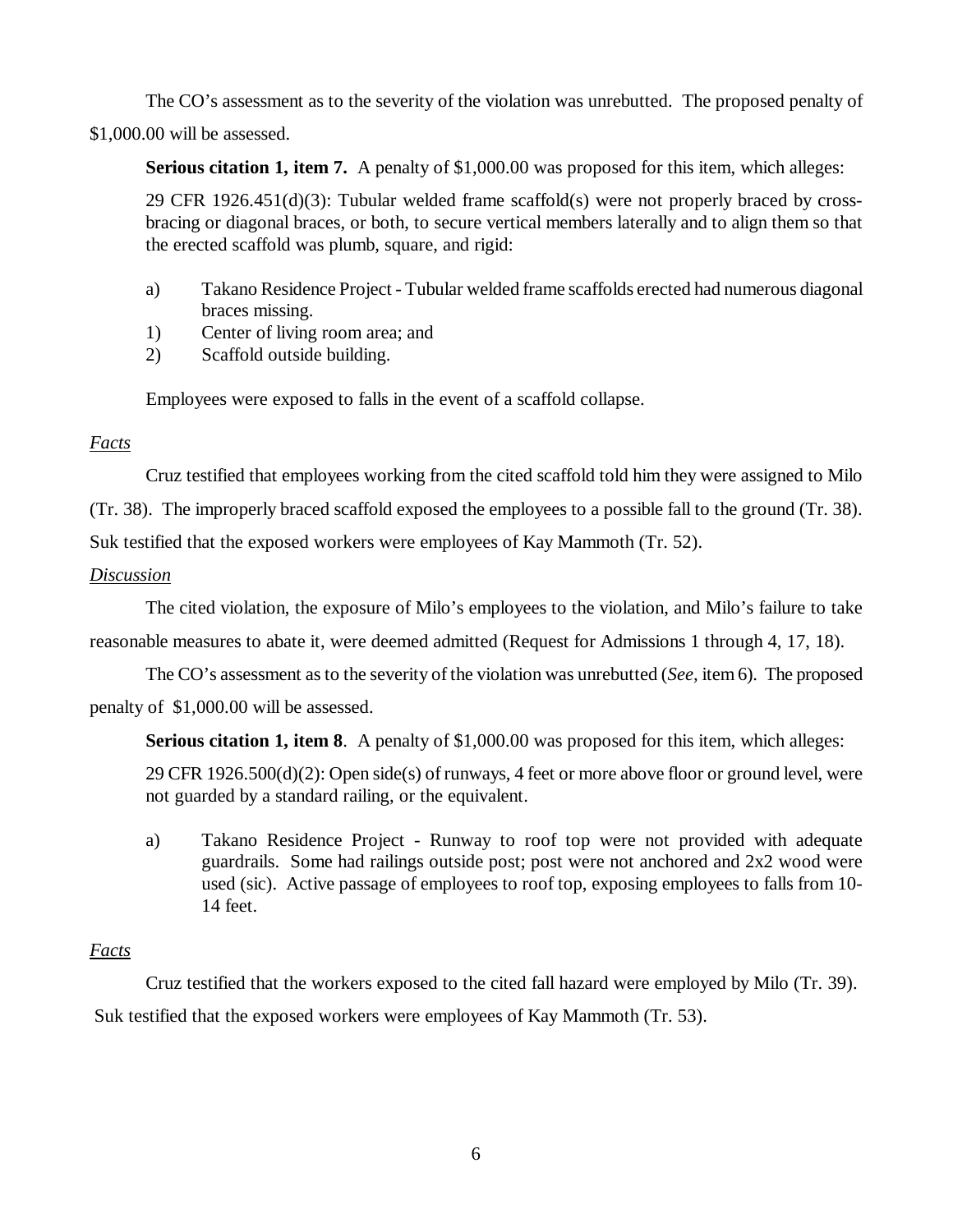The CO's assessment as to the severity of the violation was unrebutted. The proposed penalty of $1,000.00 will be assessed.

**Serious citation 1, item 7.** A penalty of $1,000.00 was proposed for this item, which alleges:

> 29 CFR 1926.451(d)(3): Tubular welded frame scaffold(s) were not properly braced by cross-bracing or diagonal braces, or both, to secure vertical members laterally and to align them so that the erected scaffold was plumb, square, and rigid:
>
> a) Takano Residence Project - Tubular welded frame scaffolds erected had numerous diagonal braces missing.
>
> 1) Center of living room area; and
>
> 2) Scaffold outside building.
>
> Employees were exposed to falls in the event of a scaffold collapse.

*Facts*

Cruz testified that employees working from the cited scaffold told him they were assigned to Milo (Tr. 38). The improperly braced scaffold exposed the employees to a possible fall to the ground (Tr. 38). Suk testified that the exposed workers were employees of Kay Mammoth (Tr. 52).

*Discussion*

The cited violation, the exposure of Milo's employees to the violation, and Milo's failure to take reasonable measures to abate it, were deemed admitted (Request for Admissions 1 through 4, 17, 18).

The CO's assessment as to the severity of the violation was unrebutted (*See*, item 6). The proposed penalty of $1,000.00 will be assessed.

**Serious citation 1, item 8**. A penalty of $1,000.00 was proposed for this item, which alleges:

> 29 CFR 1926.500(d)(2): Open side(s) of runways, 4 feet or more above floor or ground level, were not guarded by a standard railing, or the equivalent.
>
> a) Takano Residence Project - Runway to roof top were not provided with adequate guardrails. Some had railings outside post; post were not anchored and 2x2 wood were used (sic). Active passage of employees to roof top, exposing employees to falls from 10-14 feet.

*Facts*

Cruz testified that the workers exposed to the cited fall hazard were employed by Milo (Tr. 39). Suk testified that the exposed workers were employees of Kay Mammoth (Tr. 53).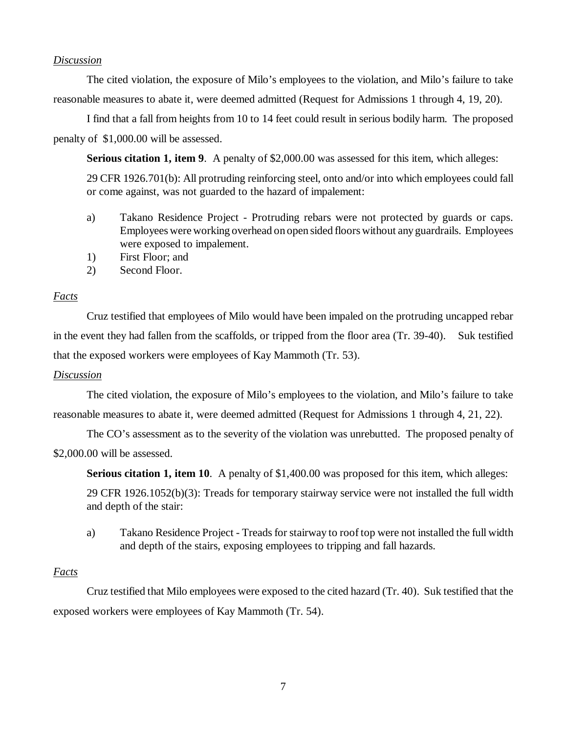*Discussion*

The cited violation, the exposure of Milo's employees to the violation, and Milo's failure to take reasonable measures to abate it, were deemed admitted (Request for Admissions 1 through 4, 19, 20).

I find that a fall from heights from 10 to 14 feet could result in serious bodily harm. The proposed penalty of $1,000.00 will be assessed.

**Serious citation 1, item 9**. A penalty of $2,000.00 was assessed for this item, which alleges:

> 29 CFR 1926.701(b): All protruding reinforcing steel, onto and/or into which employees could fall or come against, was not guarded to the hazard of impalement:
>
> a) Takano Residence Project - Protruding rebars were not protected by guards or caps. Employees were working overhead on open sided floors without any guardrails. Employees were exposed to impalement.
>
> 1) First Floor; and
>
> 2) Second Floor.

*Facts*

Cruz testified that employees of Milo would have been impaled on the protruding uncapped rebar in the event they had fallen from the scaffolds, or tripped from the floor area (Tr. 39-40). Suk testified that the exposed workers were employees of Kay Mammoth (Tr. 53).

*Discussion*

The cited violation, the exposure of Milo's employees to the violation, and Milo's failure to take reasonable measures to abate it, were deemed admitted (Request for Admissions 1 through 4, 21, 22).

The CO's assessment as to the severity of the violation was unrebutted. The proposed penalty of $2,000.00 will be assessed.

**Serious citation 1, item 10**. A penalty of $1,400.00 was proposed for this item, which alleges:

> 29 CFR 1926.1052(b)(3): Treads for temporary stairway service were not installed the full width and depth of the stair:
>
> a) Takano Residence Project - Treads for stairway to roof top were not installed the full width and depth of the stairs, exposing employees to tripping and fall hazards.

*Facts*

Cruz testified that Milo employees were exposed to the cited hazard (Tr. 40). Suk testified that the exposed workers were employees of Kay Mammoth (Tr. 54).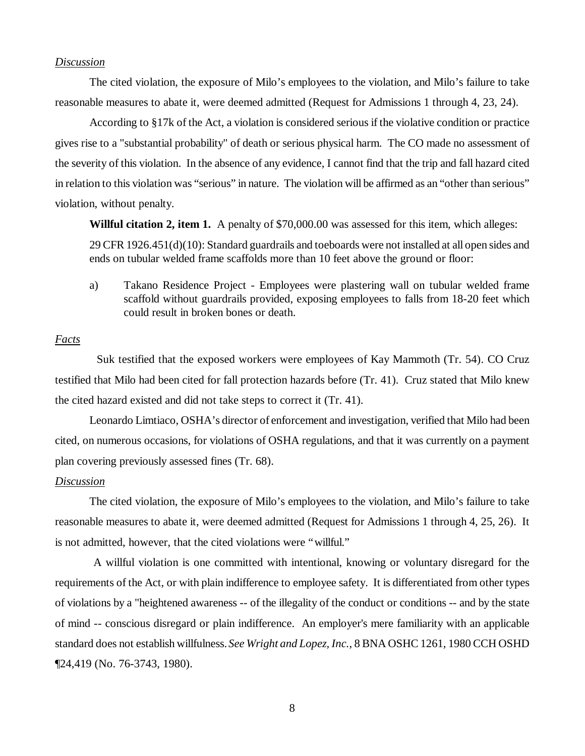*Discussion*

The cited violation, the exposure of Milo's employees to the violation, and Milo's failure to take reasonable measures to abate it, were deemed admitted (Request for Admissions 1 through 4, 23, 24).

According to §17k of the Act, a violation is considered serious if the violative condition or practice gives rise to a "substantial probability" of death or serious physical harm. The CO made no assessment of the severity of this violation. In the absence of any evidence, I cannot find that the trip and fall hazard cited in relation to this violation was "serious" in nature. The violation will be affirmed as an "other than serious" violation, without penalty.

**Willful citation 2, item 1.** A penalty of $70,000.00 was assessed for this item, which alleges:

> 29 CFR 1926.451(d)(10): Standard guardrails and toeboards were not installed at all open sides and ends on tubular welded frame scaffolds more than 10 feet above the ground or floor:
>
> a) Takano Residence Project - Employees were plastering wall on tubular welded frame scaffold without guardrails provided, exposing employees to falls from 18-20 feet which could result in broken bones or death.

*Facts*

Suk testified that the exposed workers were employees of Kay Mammoth (Tr. 54). CO Cruz testified that Milo had been cited for fall protection hazards before (Tr. 41). Cruz stated that Milo knew the cited hazard existed and did not take steps to correct it (Tr. 41).

Leonardo Limtiaco, OSHA's director of enforcement and investigation, verified that Milo had been cited, on numerous occasions, for violations of OSHA regulations, and that it was currently on a payment plan covering previously assessed fines (Tr. 68).

*Discussion*

The cited violation, the exposure of Milo's employees to the violation, and Milo's failure to take reasonable measures to abate it, were deemed admitted (Request for Admissions 1 through 4, 25, 26). It is not admitted, however, that the cited violations were "willful."

A willful violation is one committed with intentional, knowing or voluntary disregard for the requirements of the Act, or with plain indifference to employee safety. It is differentiated from other types of violations by a "heightened awareness -- of the illegality of the conduct or conditions -- and by the state of mind -- conscious disregard or plain indifference. An employer's mere familiarity with an applicable standard does not establish willfulness. *See Wright and Lopez, Inc.*, 8 BNA OSHC 1261, 1980 CCH OSHD ¶24,419 (No. 76-3743, 1980).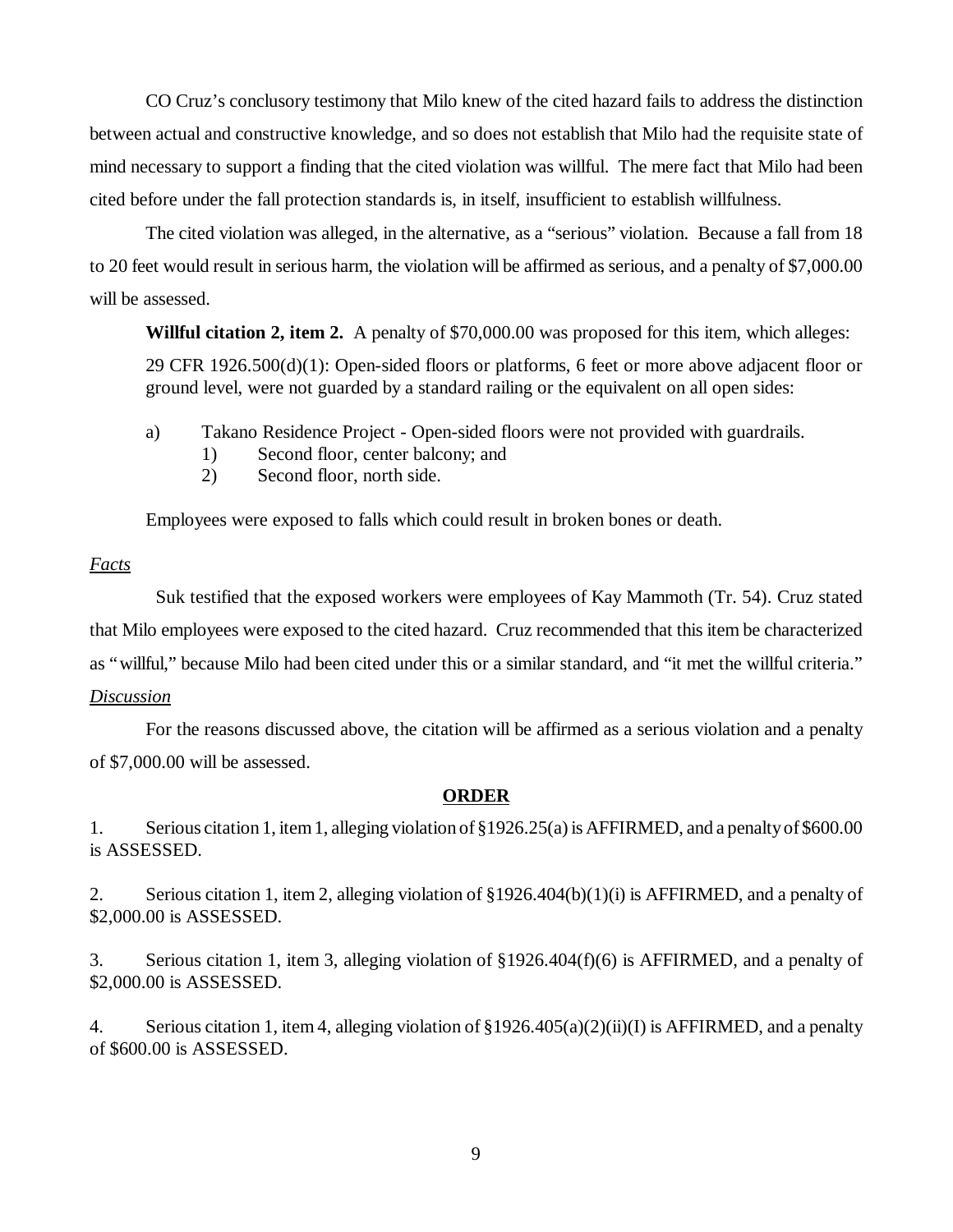CO Cruz's conclusory testimony that Milo knew of the cited hazard fails to address the distinction between actual and constructive knowledge, and so does not establish that Milo had the requisite state of mind necessary to support a finding that the cited violation was willful. The mere fact that Milo had been cited before under the fall protection standards is, in itself, insufficient to establish willfulness.

The cited violation was alleged, in the alternative, as a "serious" violation. Because a fall from 18 to 20 feet would result in serious harm, the violation will be affirmed as serious, and a penalty of $7,000.00 will be assessed.

**Willful citation 2, item 2.** A penalty of $70,000.00 was proposed for this item, which alleges:

> 29 CFR 1926.500(d)(1): Open-sided floors or platforms, 6 feet or more above adjacent floor or ground level, were not guarded by a standard railing or the equivalent on all open sides:
>
> a) Takano Residence Project - Open-sided floors were not provided with guardrails.
> 1) Second floor, center balcony; and
> 2) Second floor, north side.
>
> Employees were exposed to falls which could result in broken bones or death.

*Facts*

Suk testified that the exposed workers were employees of Kay Mammoth (Tr. 54). Cruz stated that Milo employees were exposed to the cited hazard. Cruz recommended that this item be characterized as "willful," because Milo had been cited under this or a similar standard, and "it met the willful criteria."

*Discussion*

For the reasons discussed above, the citation will be affirmed as a serious violation and a penalty of $7,000.00 will be assessed.

## ORDER

1. Serious citation 1, item 1, alleging violation of §1926.25(a) is AFFIRMED, and a penalty of $600.00 is ASSESSED.

2. Serious citation 1, item 2, alleging violation of §1926.404(b)(1)(i) is AFFIRMED, and a penalty of $2,000.00 is ASSESSED.

3. Serious citation 1, item 3, alleging violation of §1926.404(f)(6) is AFFIRMED, and a penalty of $2,000.00 is ASSESSED.

4. Serious citation 1, item 4, alleging violation of §1926.405(a)(2)(ii)(I) is AFFIRMED, and a penalty of $600.00 is ASSESSED.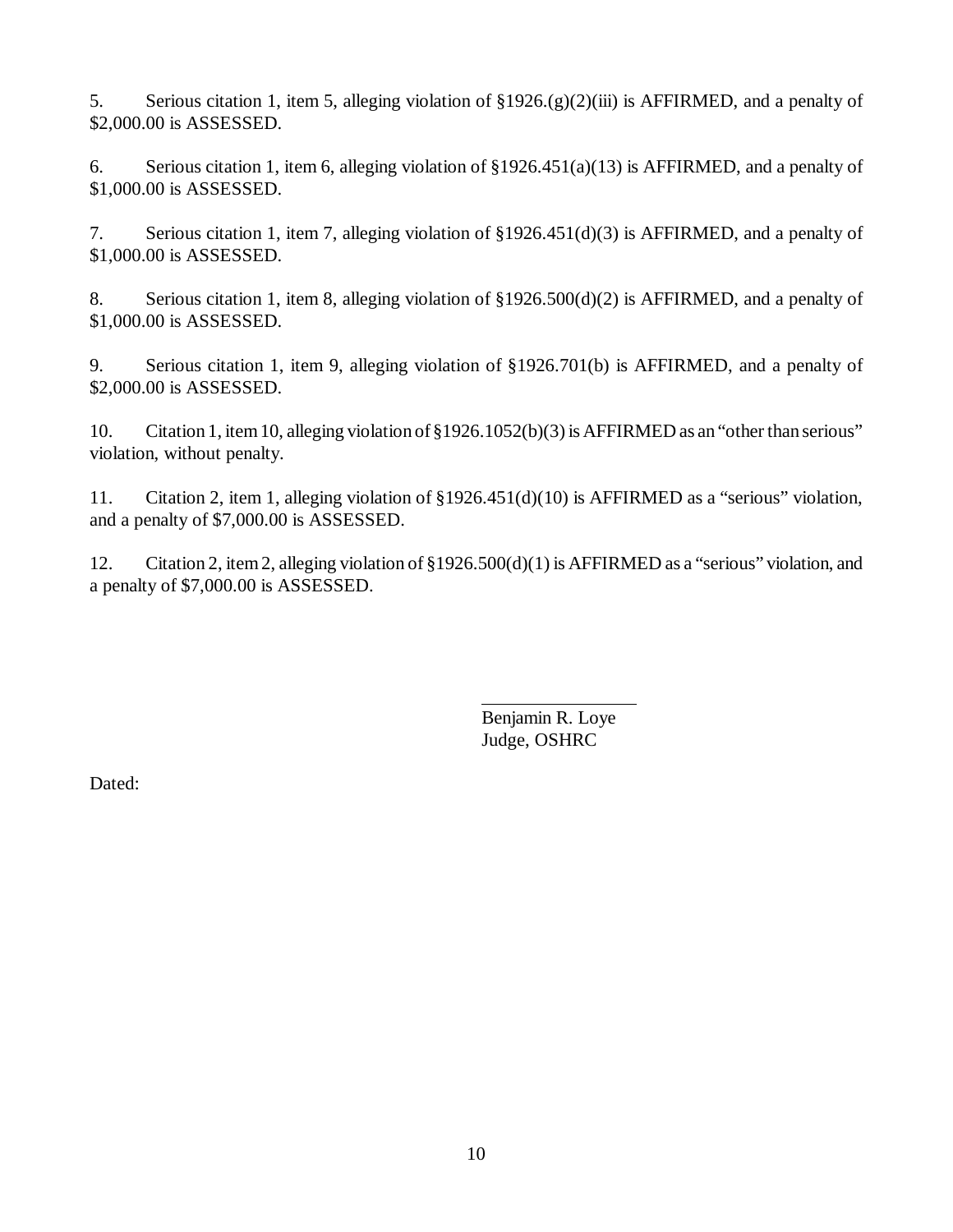5. Serious citation 1, item 5, alleging violation of §1926.(g)(2)(iii) is AFFIRMED, and a penalty of $2,000.00 is ASSESSED.

6. Serious citation 1, item 6, alleging violation of §1926.451(a)(13) is AFFIRMED, and a penalty of $1,000.00 is ASSESSED.

7. Serious citation 1, item 7, alleging violation of §1926.451(d)(3) is AFFIRMED, and a penalty of $1,000.00 is ASSESSED.

8. Serious citation 1, item 8, alleging violation of §1926.500(d)(2) is AFFIRMED, and a penalty of $1,000.00 is ASSESSED.

9. Serious citation 1, item 9, alleging violation of §1926.701(b) is AFFIRMED, and a penalty of $2,000.00 is ASSESSED.

10. Citation 1, item 10, alleging violation of §1926.1052(b)(3) is AFFIRMED as an "other than serious" violation, without penalty.

11. Citation 2, item 1, alleging violation of §1926.451(d)(10) is AFFIRMED as a "serious" violation, and a penalty of $7,000.00 is ASSESSED.

12. Citation 2, item 2, alleging violation of §1926.500(d)(1) is AFFIRMED as a "serious" violation, and a penalty of $7,000.00 is ASSESSED.

Benjamin R. Loye
Judge, OSHRC

Dated: